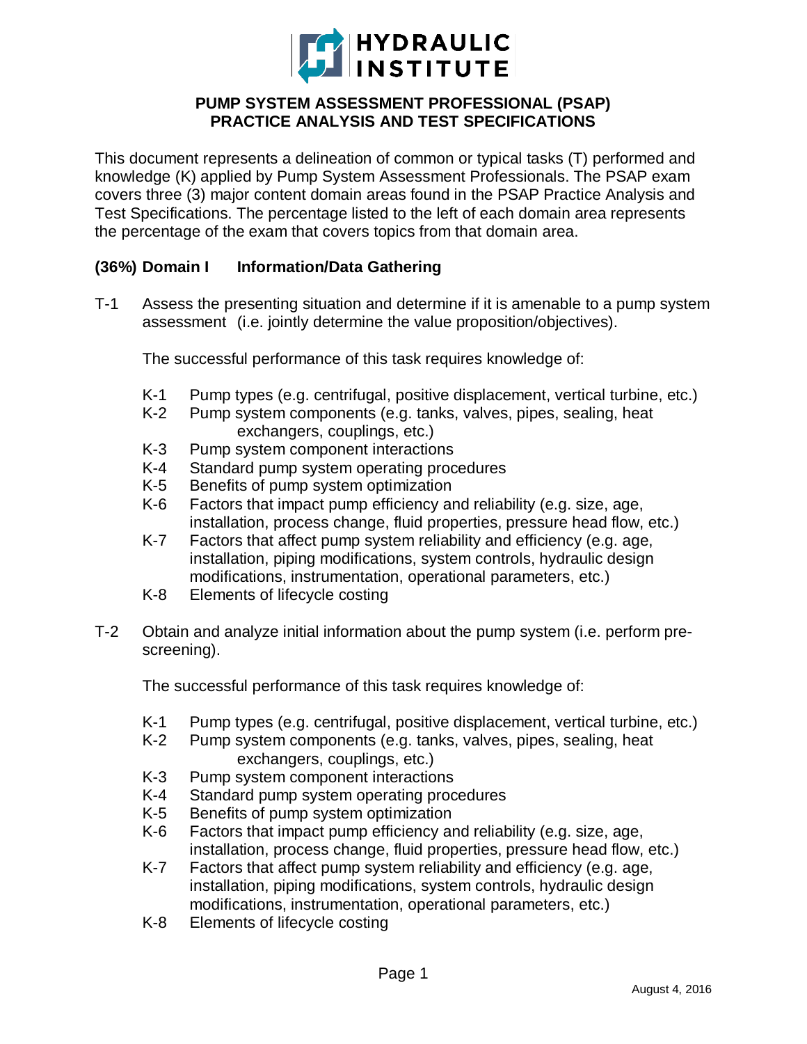# HYDRAULIC INSTITUTE

## PUMP SYSTEM ASSESSMENT PROFESSIONAL (PSAP) PRACTICE ANALYSIS AND TEST SPECIFICATIONS

This document represents a delineation of common or typical tasks (T) performed and knowledge (K) applied by Pump System Assessment Professionals. The PSAP exam covers three (3) major content domain areas found in the PSAP Practice Analysis and Test Specifications. The percentage listed to the left of each domain area represents the percentage of the exam that covers topics from that domain area.

### (36%) Domain I Information/Data Gathering

T-1 Assess the presenting situation and determine if it is amenable to a pump system assessment (i.e. jointly determine the value proposition/objectives).

The successful performance of this task requires knowledge of:

- K-1 Pump types (e.g. centrifugal, positive displacement, vertical turbine, etc.)
- K-2 Pump system components (e.g. tanks, valves, pipes, sealing, heat exchangers, couplings, etc.)
- K-3 Pump system component interactions
- K-4 Standard pump system operating procedures
- K-5 Benefits of pump system optimization
- K-6 Factors that impact pump efficiency and reliability (e.g. size, age, installation, process change, fluid properties, pressure head flow, etc.)
- K-7 Factors that affect pump system reliability and efficiency (e.g. age, installation, piping modifications, system controls, hydraulic design modifications, instrumentation, operational parameters, etc.)
- K-8 Elements of lifecycle costing

T-2 Obtain and analyze initial information about the pump system (i.e. perform pre-screening).

The successful performance of this task requires knowledge of:

- K-1 Pump types (e.g. centrifugal, positive displacement, vertical turbine, etc.)
- K-2 Pump system components (e.g. tanks, valves, pipes, sealing, heat exchangers, couplings, etc.)
- K-3 Pump system component interactions
- K-4 Standard pump system operating procedures
- K-5 Benefits of pump system optimization
- K-6 Factors that impact pump efficiency and reliability (e.g. size, age, installation, process change, fluid properties, pressure head flow, etc.)
- K-7 Factors that affect pump system reliability and efficiency (e.g. age, installation, piping modifications, system controls, hydraulic design modifications, instrumentation, operational parameters, etc.)
- K-8 Elements of lifecycle costing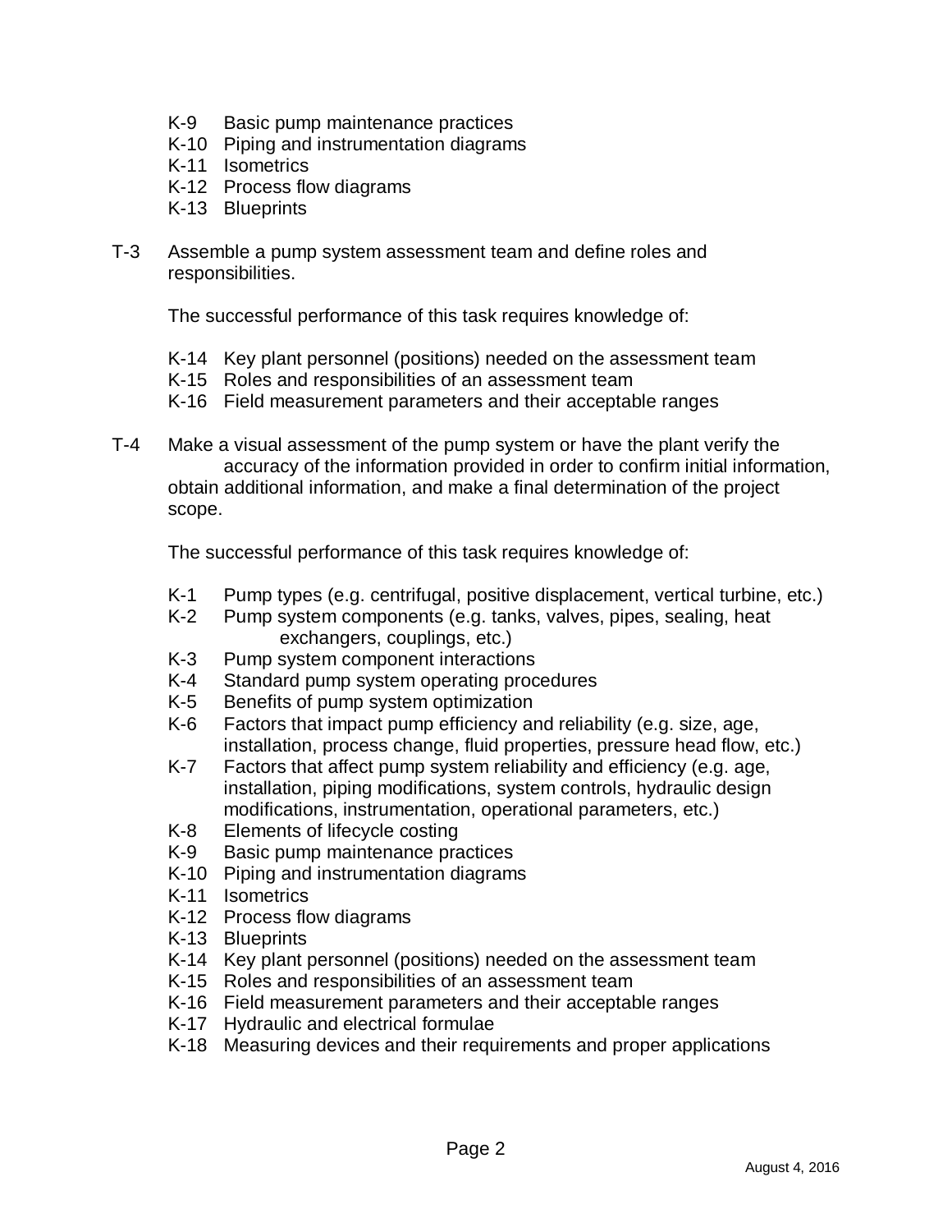- K-9 Basic pump maintenance practices
- K-10 Piping and instrumentation diagrams
- K-11 Isometrics
- K-12 Process flow diagrams
- K-13 Blueprints

T-3 Assemble a pump system assessment team and define roles and responsibilities.

The successful performance of this task requires knowledge of:

- K-14 Key plant personnel (positions) needed on the assessment team
- K-15 Roles and responsibilities of an assessment team
- K-16 Field measurement parameters and their acceptable ranges

T-4 Make a visual assessment of the pump system or have the plant verify the accuracy of the information provided in order to confirm initial information, obtain additional information, and make a final determination of the project scope.

The successful performance of this task requires knowledge of:

- K-1 Pump types (e.g. centrifugal, positive displacement, vertical turbine, etc.)
- K-2 Pump system components (e.g. tanks, valves, pipes, sealing, heat exchangers, couplings, etc.)
- K-3 Pump system component interactions
- K-4 Standard pump system operating procedures
- K-5 Benefits of pump system optimization
- K-6 Factors that impact pump efficiency and reliability (e.g. size, age, installation, process change, fluid properties, pressure head flow, etc.)
- K-7 Factors that affect pump system reliability and efficiency (e.g. age, installation, piping modifications, system controls, hydraulic design modifications, instrumentation, operational parameters, etc.)
- K-8 Elements of lifecycle costing
- K-9 Basic pump maintenance practices
- K-10 Piping and instrumentation diagrams
- K-11 Isometrics
- K-12 Process flow diagrams
- K-13 Blueprints
- K-14 Key plant personnel (positions) needed on the assessment team
- K-15 Roles and responsibilities of an assessment team
- K-16 Field measurement parameters and their acceptable ranges
- K-17 Hydraulic and electrical formulae
- K-18 Measuring devices and their requirements and proper applications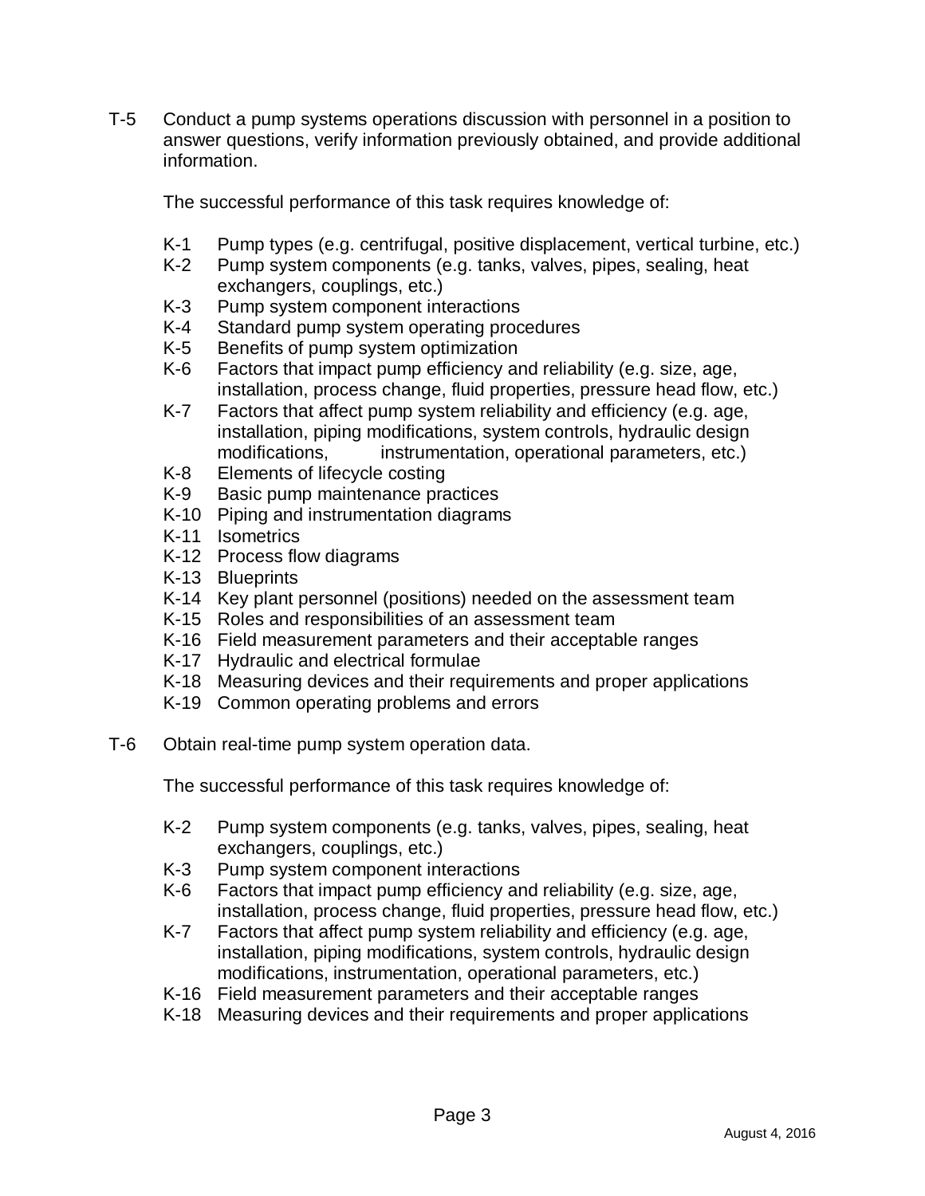T-5 Conduct a pump systems operations discussion with personnel in a position to answer questions, verify information previously obtained, and provide additional information.

The successful performance of this task requires knowledge of:

- K-1 Pump types (e.g. centrifugal, positive displacement, vertical turbine, etc.)
- K-2 Pump system components (e.g. tanks, valves, pipes, sealing, heat exchangers, couplings, etc.)
- K-3 Pump system component interactions
- K-4 Standard pump system operating procedures
- K-5 Benefits of pump system optimization
- K-6 Factors that impact pump efficiency and reliability (e.g. size, age, installation, process change, fluid properties, pressure head flow, etc.)
- K-7 Factors that affect pump system reliability and efficiency (e.g. age, installation, piping modifications, system controls, hydraulic design modifications, instrumentation, operational parameters, etc.)
- K-8 Elements of lifecycle costing
- K-9 Basic pump maintenance practices
- K-10 Piping and instrumentation diagrams
- K-11 Isometrics
- K-12 Process flow diagrams
- K-13 Blueprints
- K-14 Key plant personnel (positions) needed on the assessment team
- K-15 Roles and responsibilities of an assessment team
- K-16 Field measurement parameters and their acceptable ranges
- K-17 Hydraulic and electrical formulae
- K-18 Measuring devices and their requirements and proper applications
- K-19 Common operating problems and errors

T-6 Obtain real-time pump system operation data.

The successful performance of this task requires knowledge of:

- K-2 Pump system components (e.g. tanks, valves, pipes, sealing, heat exchangers, couplings, etc.)
- K-3 Pump system component interactions
- K-6 Factors that impact pump efficiency and reliability (e.g. size, age, installation, process change, fluid properties, pressure head flow, etc.)
- K-7 Factors that affect pump system reliability and efficiency (e.g. age, installation, piping modifications, system controls, hydraulic design modifications, instrumentation, operational parameters, etc.)
- K-16 Field measurement parameters and their acceptable ranges
- K-18 Measuring devices and their requirements and proper applications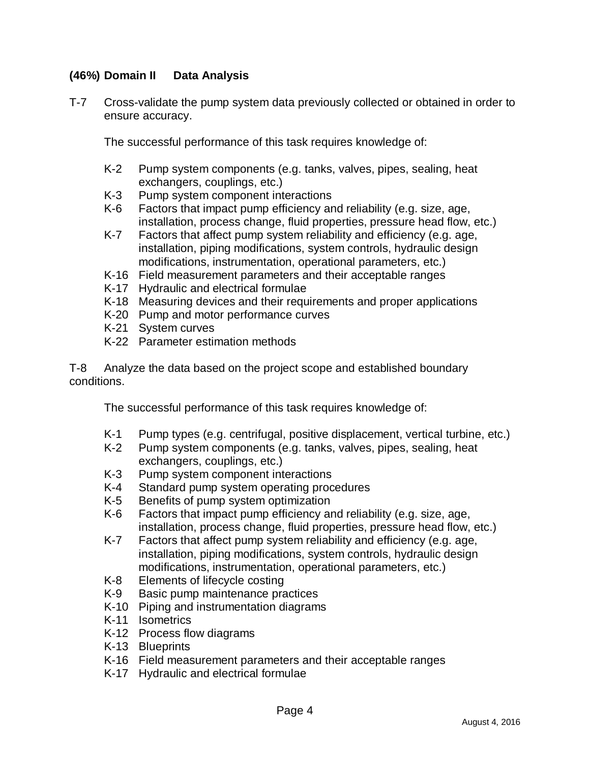**(46%) Domain II Data Analysis**

T-7 Cross-validate the pump system data previously collected or obtained in order to ensure accuracy.

The successful performance of this task requires knowledge of:

- K-2 Pump system components (e.g. tanks, valves, pipes, sealing, heat exchangers, couplings, etc.)
- K-3 Pump system component interactions
- K-6 Factors that impact pump efficiency and reliability (e.g. size, age, installation, process change, fluid properties, pressure head flow, etc.)
- K-7 Factors that affect pump system reliability and efficiency (e.g. age, installation, piping modifications, system controls, hydraulic design modifications, instrumentation, operational parameters, etc.)
- K-16 Field measurement parameters and their acceptable ranges
- K-17 Hydraulic and electrical formulae
- K-18 Measuring devices and their requirements and proper applications
- K-20 Pump and motor performance curves
- K-21 System curves
- K-22 Parameter estimation methods

T-8 Analyze the data based on the project scope and established boundary conditions.

The successful performance of this task requires knowledge of:

- K-1 Pump types (e.g. centrifugal, positive displacement, vertical turbine, etc.)
- K-2 Pump system components (e.g. tanks, valves, pipes, sealing, heat exchangers, couplings, etc.)
- K-3 Pump system component interactions
- K-4 Standard pump system operating procedures
- K-5 Benefits of pump system optimization
- K-6 Factors that impact pump efficiency and reliability (e.g. size, age, installation, process change, fluid properties, pressure head flow, etc.)
- K-7 Factors that affect pump system reliability and efficiency (e.g. age, installation, piping modifications, system controls, hydraulic design modifications, instrumentation, operational parameters, etc.)
- K-8 Elements of lifecycle costing
- K-9 Basic pump maintenance practices
- K-10 Piping and instrumentation diagrams
- K-11 Isometrics
- K-12 Process flow diagrams
- K-13 Blueprints
- K-16 Field measurement parameters and their acceptable ranges
- K-17 Hydraulic and electrical formulae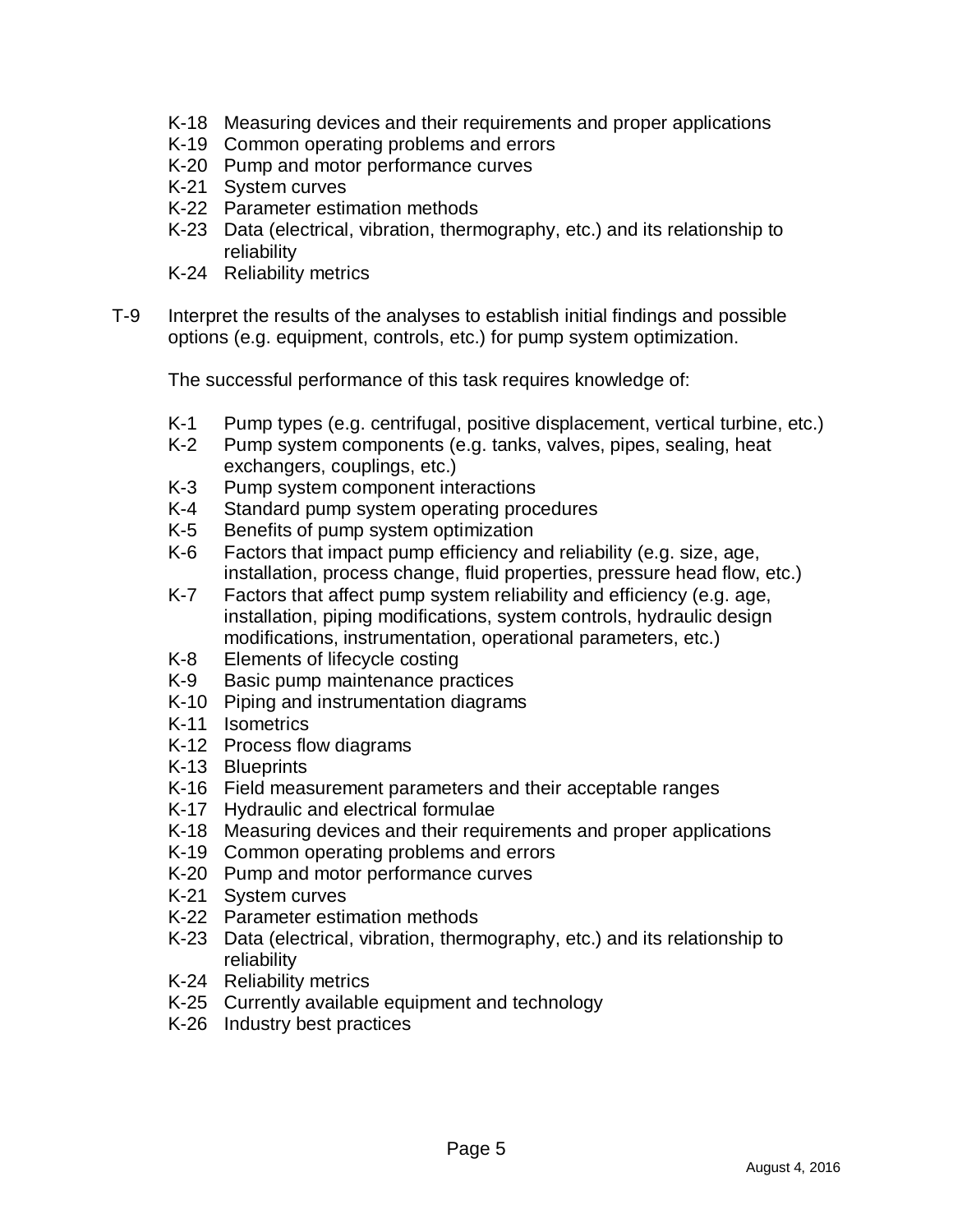- K-18 Measuring devices and their requirements and proper applications
- K-19 Common operating problems and errors
- K-20 Pump and motor performance curves
- K-21 System curves
- K-22 Parameter estimation methods
- K-23 Data (electrical, vibration, thermography, etc.) and its relationship to reliability
- K-24 Reliability metrics

T-9 Interpret the results of the analyses to establish initial findings and possible options (e.g. equipment, controls, etc.) for pump system optimization.

The successful performance of this task requires knowledge of:

- K-1 Pump types (e.g. centrifugal, positive displacement, vertical turbine, etc.)
- K-2 Pump system components (e.g. tanks, valves, pipes, sealing, heat exchangers, couplings, etc.)
- K-3 Pump system component interactions
- K-4 Standard pump system operating procedures
- K-5 Benefits of pump system optimization
- K-6 Factors that impact pump efficiency and reliability (e.g. size, age, installation, process change, fluid properties, pressure head flow, etc.)
- K-7 Factors that affect pump system reliability and efficiency (e.g. age, installation, piping modifications, system controls, hydraulic design modifications, instrumentation, operational parameters, etc.)
- K-8 Elements of lifecycle costing
- K-9 Basic pump maintenance practices
- K-10 Piping and instrumentation diagrams
- K-11 Isometrics
- K-12 Process flow diagrams
- K-13 Blueprints
- K-16 Field measurement parameters and their acceptable ranges
- K-17 Hydraulic and electrical formulae
- K-18 Measuring devices and their requirements and proper applications
- K-19 Common operating problems and errors
- K-20 Pump and motor performance curves
- K-21 System curves
- K-22 Parameter estimation methods
- K-23 Data (electrical, vibration, thermography, etc.) and its relationship to reliability
- K-24 Reliability metrics
- K-25 Currently available equipment and technology
- K-26 Industry best practices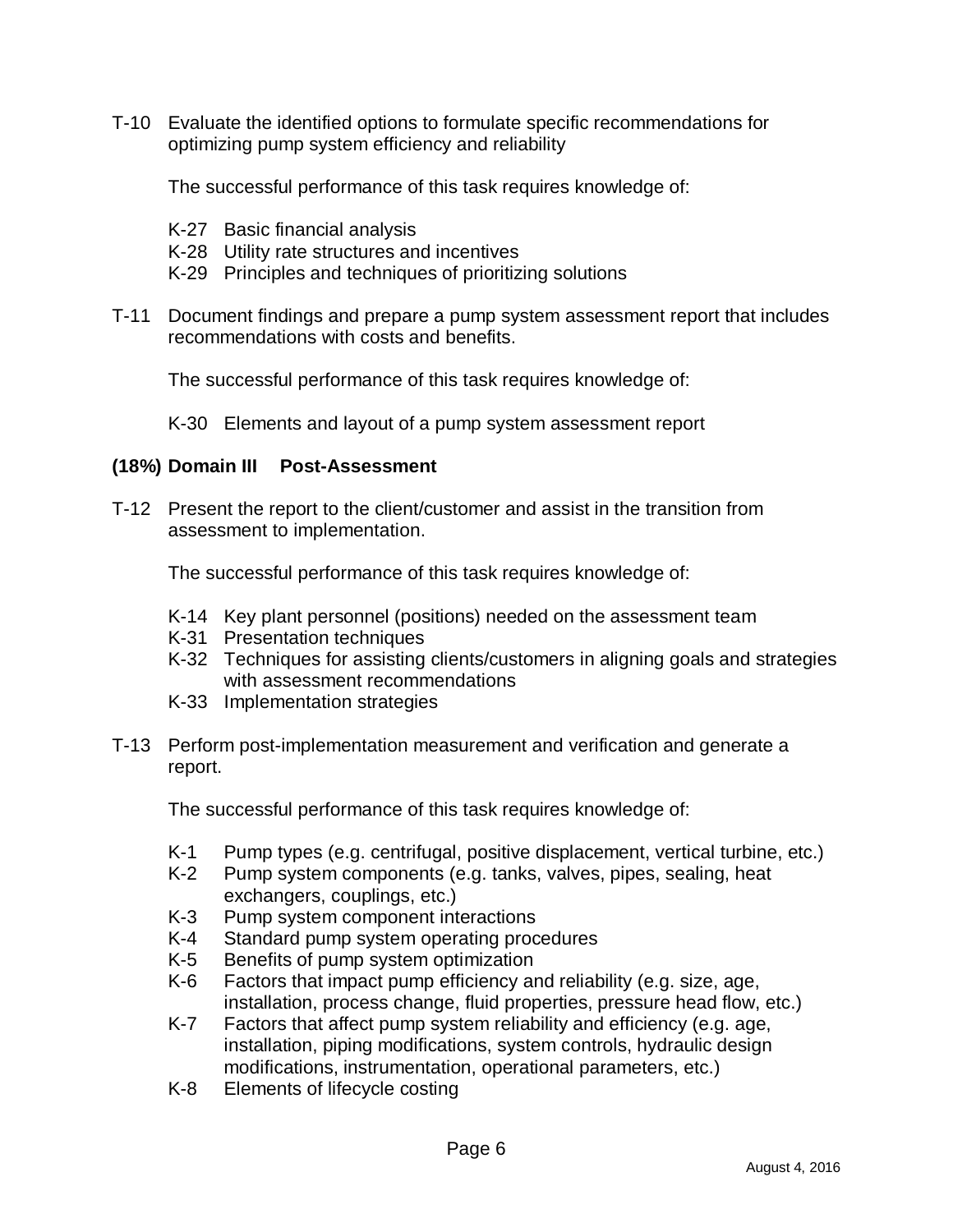T-10 Evaluate the identified options to formulate specific recommendations for optimizing pump system efficiency and reliability

The successful performance of this task requires knowledge of:

- K-27 Basic financial analysis
- K-28 Utility rate structures and incentives
- K-29 Principles and techniques of prioritizing solutions

T-11 Document findings and prepare a pump system assessment report that includes recommendations with costs and benefits.

The successful performance of this task requires knowledge of:

- K-30 Elements and layout of a pump system assessment report

## (18%) Domain III Post-Assessment

T-12 Present the report to the client/customer and assist in the transition from assessment to implementation.

The successful performance of this task requires knowledge of:

- K-14 Key plant personnel (positions) needed on the assessment team
- K-31 Presentation techniques
- K-32 Techniques for assisting clients/customers in aligning goals and strategies with assessment recommendations
- K-33 Implementation strategies

T-13 Perform post-implementation measurement and verification and generate a report.

The successful performance of this task requires knowledge of:

- K-1 Pump types (e.g. centrifugal, positive displacement, vertical turbine, etc.)
- K-2 Pump system components (e.g. tanks, valves, pipes, sealing, heat exchangers, couplings, etc.)
- K-3 Pump system component interactions
- K-4 Standard pump system operating procedures
- K-5 Benefits of pump system optimization
- K-6 Factors that impact pump efficiency and reliability (e.g. size, age, installation, process change, fluid properties, pressure head flow, etc.)
- K-7 Factors that affect pump system reliability and efficiency (e.g. age, installation, piping modifications, system controls, hydraulic design modifications, instrumentation, operational parameters, etc.)
- K-8 Elements of lifecycle costing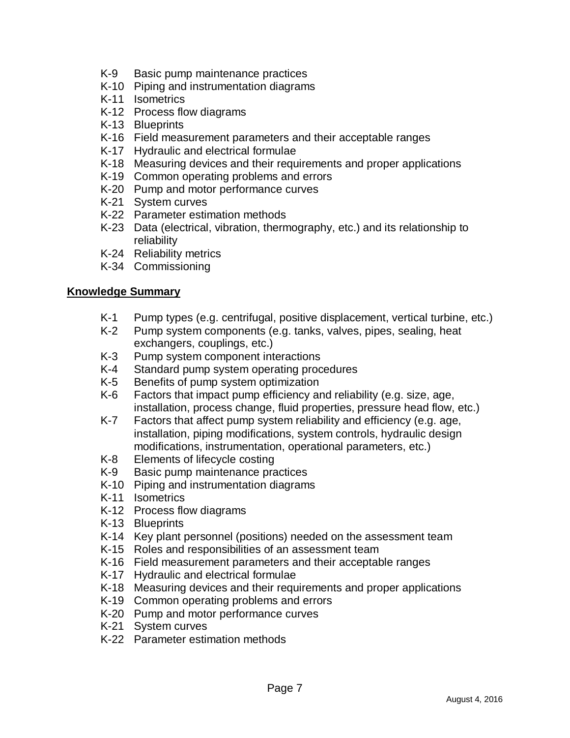- K-9 Basic pump maintenance practices
- K-10 Piping and instrumentation diagrams
- K-11 Isometrics
- K-12 Process flow diagrams
- K-13 Blueprints
- K-16 Field measurement parameters and their acceptable ranges
- K-17 Hydraulic and electrical formulae
- K-18 Measuring devices and their requirements and proper applications
- K-19 Common operating problems and errors
- K-20 Pump and motor performance curves
- K-21 System curves
- K-22 Parameter estimation methods
- K-23 Data (electrical, vibration, thermography, etc.) and its relationship to reliability
- K-24 Reliability metrics
- K-34 Commissioning

**Knowledge Summary**

- K-1 Pump types (e.g. centrifugal, positive displacement, vertical turbine, etc.)
- K-2 Pump system components (e.g. tanks, valves, pipes, sealing, heat exchangers, couplings, etc.)
- K-3 Pump system component interactions
- K-4 Standard pump system operating procedures
- K-5 Benefits of pump system optimization
- K-6 Factors that impact pump efficiency and reliability (e.g. size, age, installation, process change, fluid properties, pressure head flow, etc.)
- K-7 Factors that affect pump system reliability and efficiency (e.g. age, installation, piping modifications, system controls, hydraulic design modifications, instrumentation, operational parameters, etc.)
- K-8 Elements of lifecycle costing
- K-9 Basic pump maintenance practices
- K-10 Piping and instrumentation diagrams
- K-11 Isometrics
- K-12 Process flow diagrams
- K-13 Blueprints
- K-14 Key plant personnel (positions) needed on the assessment team
- K-15 Roles and responsibilities of an assessment team
- K-16 Field measurement parameters and their acceptable ranges
- K-17 Hydraulic and electrical formulae
- K-18 Measuring devices and their requirements and proper applications
- K-19 Common operating problems and errors
- K-20 Pump and motor performance curves
- K-21 System curves
- K-22 Parameter estimation methods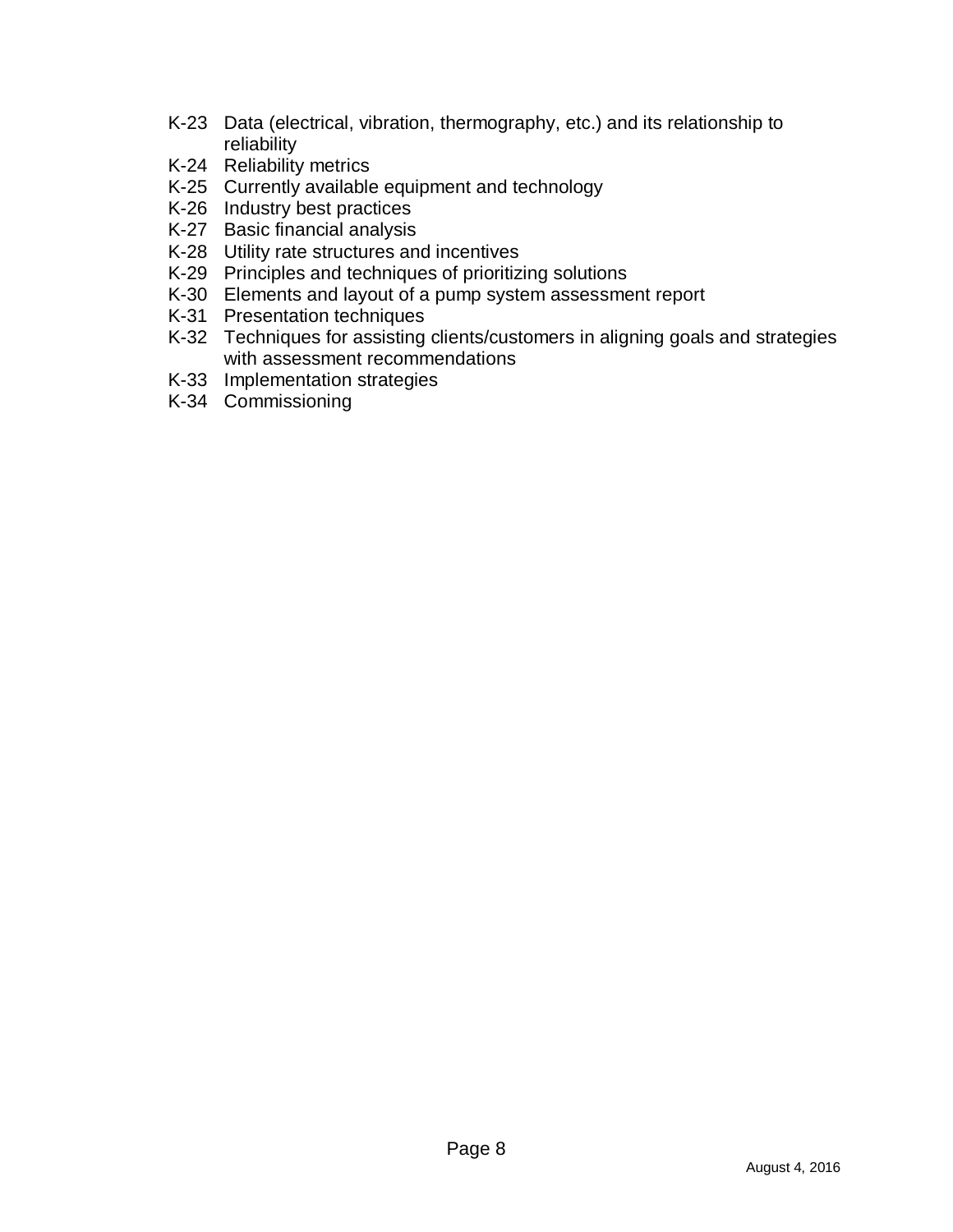K-23 Data (electrical, vibration, thermography, etc.) and its relationship to reliability
K-24 Reliability metrics
K-25 Currently available equipment and technology
K-26 Industry best practices
K-27 Basic financial analysis
K-28 Utility rate structures and incentives
K-29 Principles and techniques of prioritizing solutions
K-30 Elements and layout of a pump system assessment report
K-31 Presentation techniques
K-32 Techniques for assisting clients/customers in aligning goals and strategies with assessment recommendations
K-33 Implementation strategies
K-34 Commissioning